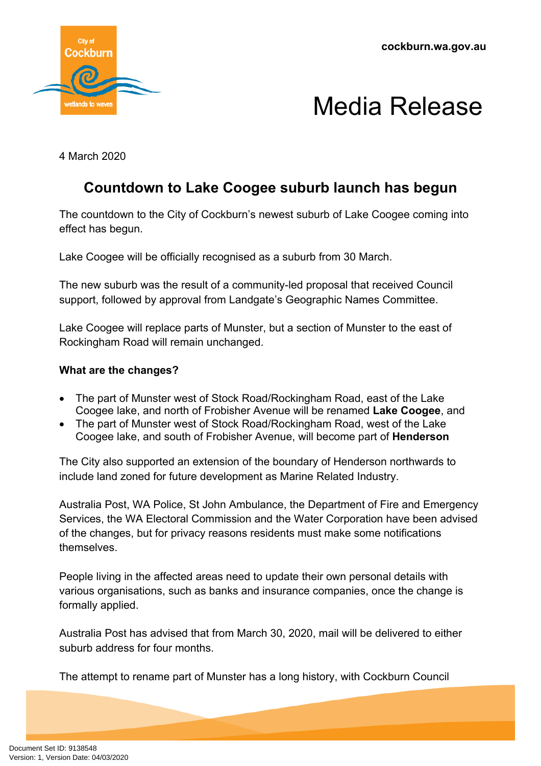cockburn.wa.gov.au

# Media Release

4 March 2020

## Countdown to Lake Coogee suburb launch has begun

The countdown to the City of Cockburn's newest suburb of Lake Coogee coming into effect has begun.

Lake Coogee will be officially recognised as a suburb from 30 March.

The new suburb was the result of a community-led proposal that received Council support, followed by approval from Landgate's Geographic Names Committee.

Lake Coogee will replace parts of Munster, but a section of Munster to the east of Rockingham Road will remain unchanged.

**What are the changes?**

- The part of Munster west of Stock Road/Rockingham Road, east of the Lake Coogee lake, and north of Frobisher Avenue will be renamed **Lake Coogee**, and
- The part of Munster west of Stock Road/Rockingham Road, west of the Lake Coogee lake, and south of Frobisher Avenue, will become part of **Henderson**

The City also supported an extension of the boundary of Henderson northwards to include land zoned for future development as Marine Related Industry.

Australia Post, WA Police, St John Ambulance, the Department of Fire and Emergency Services, the WA Electoral Commission and the Water Corporation have been advised of the changes, but for privacy reasons residents must make some notifications themselves.

People living in the affected areas need to update their own personal details with various organisations, such as banks and insurance companies, once the change is formally applied.

Australia Post has advised that from March 30, 2020, mail will be delivered to either suburb address for four months.

The attempt to rename part of Munster has a long history, with Cockburn Council

Document Set ID: 9138548
Version: 1, Version Date: 04/03/2020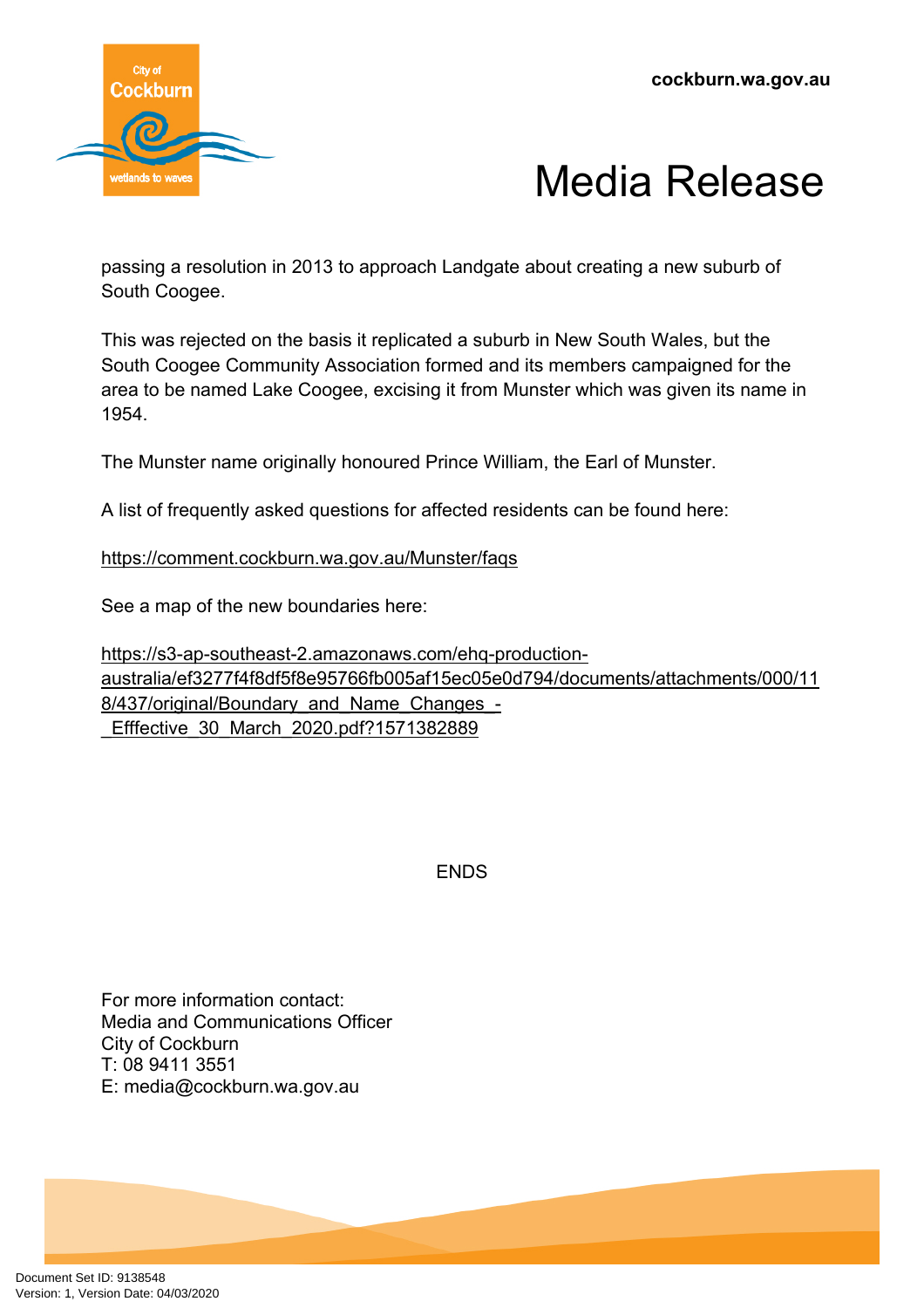passing a resolution in 2013 to approach Landgate about creating a new suburb of South Coogee.

This was rejected on the basis it replicated a suburb in New South Wales, but the South Coogee Community Association formed and its members campaigned for the area to be named Lake Coogee, excising it from Munster which was given its name in 1954.

The Munster name originally honoured Prince William, the Earl of Munster.

A list of frequently asked questions for affected residents can be found here:

https://comment.cockburn.wa.gov.au/Munster/faqs

See a map of the new boundaries here:

https://s3-ap-southeast-2.amazonaws.com/ehq-production-australia/ef3277f4f8df5f8e95766fb005af15ec05e0d794/documents/attachments/000/118/437/original/Boundary_and_Name_Changes_-_Efffective_30_March_2020.pdf?1571382889

ENDS

For more information contact:
Media and Communications Officer
City of Cockburn
T: 08 9411 3551
E: media@cockburn.wa.gov.au